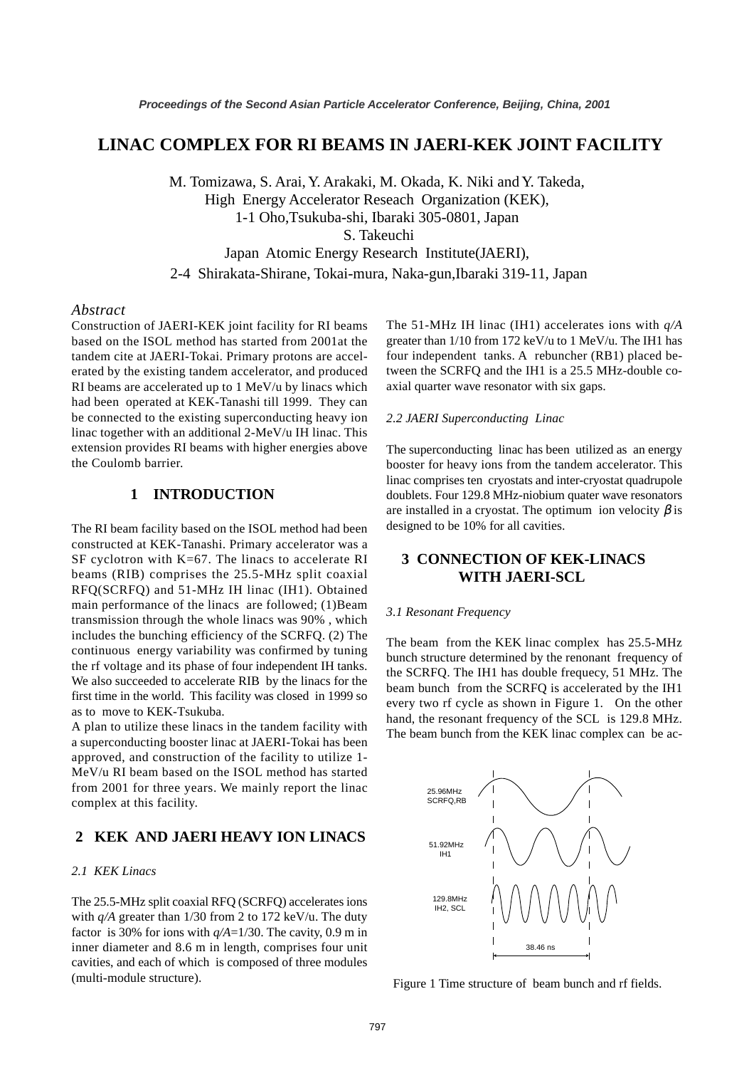# LINAC COMPLEX FOR RI BEAMS IN JAERI-KEK JOINT FACILITY

M. Tomizawa, S. Arai, Y. Arakaki, M. Okada, K. Niki and Y. Takeda,
High Energy Accelerator Reseach Organization (KEK),
1-1 Oho,Tsukuba-shi, Ibaraki 305-0801, Japan
S. Takeuchi
Japan Atomic Energy Research Institute(JAERI),
2-4 Shirakata-Shirane, Tokai-mura, Naka-gun,Ibaraki 319-11, Japan

*Abstract*

Construction of JAERI-KEK joint facility for RI beams based on the ISOL method has started from 2001at the tandem cite at JAERI-Tokai. Primary protons are accelerated by the existing tandem accelerator, and produced RI beams are accelerated up to 1 MeV/u by linacs which had been operated at KEK-Tanashi till 1999. They can be connected to the existing superconducting heavy ion linac together with an additional 2-MeV/u IH linac. This extension provides RI beams with higher energies above the Coulomb barrier.

## 1 INTRODUCTION

The RI beam facility based on the ISOL method had been constructed at KEK-Tanashi. Primary accelerator was a SF cyclotron with K=67. The linacs to accelerate RI beams (RIB) comprises the 25.5-MHz split coaxial RFQ(SCRFQ) and 51-MHz IH linac (IH1). Obtained main performance of the linacs are followed; (1)Beam transmission through the whole linacs was 90% , which includes the bunching efficiency of the SCRFQ. (2) The continuous energy variability was confirmed by tuning the rf voltage and its phase of four independent IH tanks. We also succeeded to accelerate RIB by the linacs for the first time in the world. This facility was closed in 1999 so as to move to KEK-Tsukuba.

A plan to utilize these linacs in the tandem facility with a superconducting booster linac at JAERI-Tokai has been approved, and construction of the facility to utilize 1-MeV/u RI beam based on the ISOL method has started from 2001 for three years. We mainly report the linac complex at this facility.

## 2 KEK AND JAERI HEAVY ION LINACS

### *2.1 KEK Linacs*

The 25.5-MHz split coaxial RFQ (SCRFQ) accelerates ions with $q/A$ greater than 1/30 from 2 to 172 keV/u. The duty factor is 30% for ions with $q/A$=1/30. The cavity, 0.9 m in inner diameter and 8.6 m in length, comprises four unit cavities, and each of which is composed of three modules (multi-module structure).

The 51-MHz IH linac (IH1) accelerates ions with $q/A$ greater than 1/10 from 172 keV/u to 1 MeV/u. The IH1 has four independent tanks. A rebuncher (RB1) placed between the SCRFQ and the IH1 is a 25.5 MHz-double coaxial quarter wave resonator with six gaps.

### *2.2 JAERI Superconducting Linac*

The superconducting linac has been utilized as an energy booster for heavy ions from the tandem accelerator. This linac comprises ten cryostats and inter-cryostat quadrupole doublets. Four 129.8 MHz-niobium quater wave resonators are installed in a cryostat. The optimum ion velocity $\beta$ is designed to be 10% for all cavities.

## 3 CONNECTION OF KEK-LINACS WITH JAERI-SCL

### *3.1 Resonant Frequency*

The beam from the KEK linac complex has 25.5-MHz bunch structure determined by the renonant frequency of the SCRFQ. The IH1 has double frequecy, 51 MHz. The beam bunch from the SCRFQ is accelerated by the IH1 every two rf cycle as shown in Figure 1. On the other hand, the resonant frequency of the SCL is 129.8 MHz. The beam bunch from the KEK linac complex can be ac-

25.96MHz SCRFQ,RB
51.92MHz IH1
129.8MHz IH2, SCL
38.46 ns

Figure 1 Time structure of beam bunch and rf fields.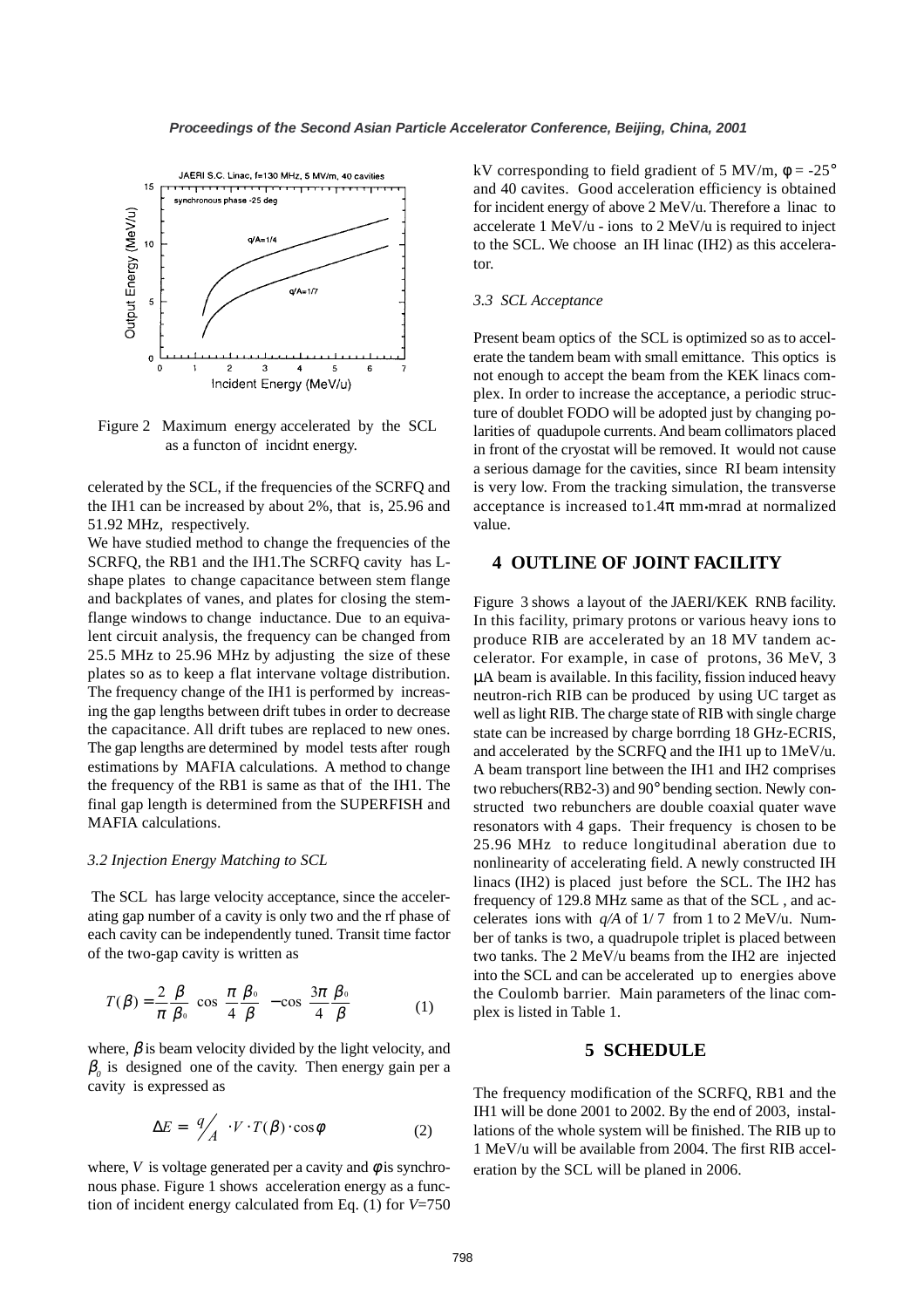Figure 2 Maximum energy accelerated by the SCL as a functon of incidnt energy.

celerated by the SCL, if the frequencies of the SCRFQ and the IH1 can be increased by about 2%, that is, 25.96 and 51.92 MHz, respectively.

We have studied method to change the frequencies of the SCRFQ, the RB1 and the IH1.The SCRFQ cavity has L-shape plates to change capacitance between stem flange and backplates of vanes, and plates for closing the stem-flange windows to change inductance. Due to an equivalent circuit analysis, the frequency can be changed from 25.5 MHz to 25.96 MHz by adjusting the size of these plates so as to keep a flat intervane voltage distribution. The frequency change of the IH1 is performed by increasing the gap lengths between drift tubes in order to decrease the capacitance. All drift tubes are replaced to new ones. The gap lengths are determined by model tests after rough estimations by MAFIA calculations. A method to change the frequency of the RB1 is same as that of the IH1. The final gap length is determined from the SUPERFISH and MAFIA calculations.

### *3.2 Injection Energy Matching to SCL*

The SCL has large velocity acceptance, since the accelerating gap number of a cavity is only two and the rf phase of each cavity can be independently tuned. Transit time factor of the two-gap cavity is written as

$$T(\beta) = \frac{2}{\pi}\frac{\beta}{\beta_0}\left(\cos\left(\frac{\pi}{4}\frac{\beta_0}{\beta}\right) - \cos\left(\frac{3\pi}{4}\frac{\beta_0}{\beta}\right)\right) \qquad (1)$$

where, $\beta$ is beam velocity divided by the light velocity, and $\beta_0$ is designed one of the cavity. Then energy gain per a cavity is expressed as

$$\Delta E = \frac{q}{A} \cdot V \cdot T(\beta) \cdot \cos\phi \qquad (2)$$

where, $V$ is voltage generated per a cavity and $\phi$ is synchronous phase. Figure 1 shows acceleration energy as a function of incident energy calculated from Eq. (1) for $V$=750 kV corresponding to field gradient of 5 MV/m, $\phi$ = -25° and 40 cavites. Good acceleration efficiency is obtained for incident energy of above 2 MeV/u. Therefore a linac to accelerate 1 MeV/u - ions to 2 MeV/u is required to inject to the SCL. We choose an IH linac (IH2) as this accelerator.

### *3.3 SCL Acceptance*

Present beam optics of the SCL is optimized so as to accelerate the tandem beam with small emittance. This optics is not enough to accept the beam from the KEK linacs complex. In order to increase the acceptance, a periodic structure of doublet FODO will be adopted just by changing polarities of quadupole currents. And beam collimators placed in front of the cryostat will be removed. It would not cause a serious damage for the cavities, since RI beam intensity is very low. From the tracking simulation, the transverse acceptance is increased to1.4π mm•mrad at normalized value.

## 4 OUTLINE OF JOINT FACILITY

Figure 3 shows a layout of the JAERI/KEK RNB facility. In this facility, primary protons or various heavy ions to produce RIB are accelerated by an 18 MV tandem accelerator. For example, in case of protons, 36 MeV, 3 μA beam is available. In this facility, fission induced heavy neutron-rich RIB can be produced by using UC target as well as light RIB. The charge state of RIB with single charge state can be increased by charge borrding 18 GHz-ECRIS, and accelerated by the SCRFQ and the IH1 up to 1MeV/u. A beam transport line between the IH1 and IH2 comprises two rebuchers(RB2-3) and 90° bending section. Newly constructed two rebunchers are double coaxial quater wave resonators with 4 gaps. Their frequency is chosen to be 25.96 MHz to reduce longitudinal aberation due to nonlinearity of accelerating field. A newly constructed IH linacs (IH2) is placed just before the SCL. The IH2 has frequency of 129.8 MHz same as that of the SCL , and accelerates ions with *q/A* of 1/ 7 from 1 to 2 MeV/u. Number of tanks is two, a quadrupole triplet is placed between two tanks. The 2 MeV/u beams from the IH2 are injected into the SCL and can be accelerated up to energies above the Coulomb barrier. Main parameters of the linac complex is listed in Table 1.

## 5 SCHEDULE

The frequency modification of the SCRFQ, RB1 and the IH1 will be done 2001 to 2002. By the end of 2003, installations of the whole system will be finished. The RIB up to 1 MeV/u will be available from 2004. The first RIB acceleration by the SCL will be planed in 2006.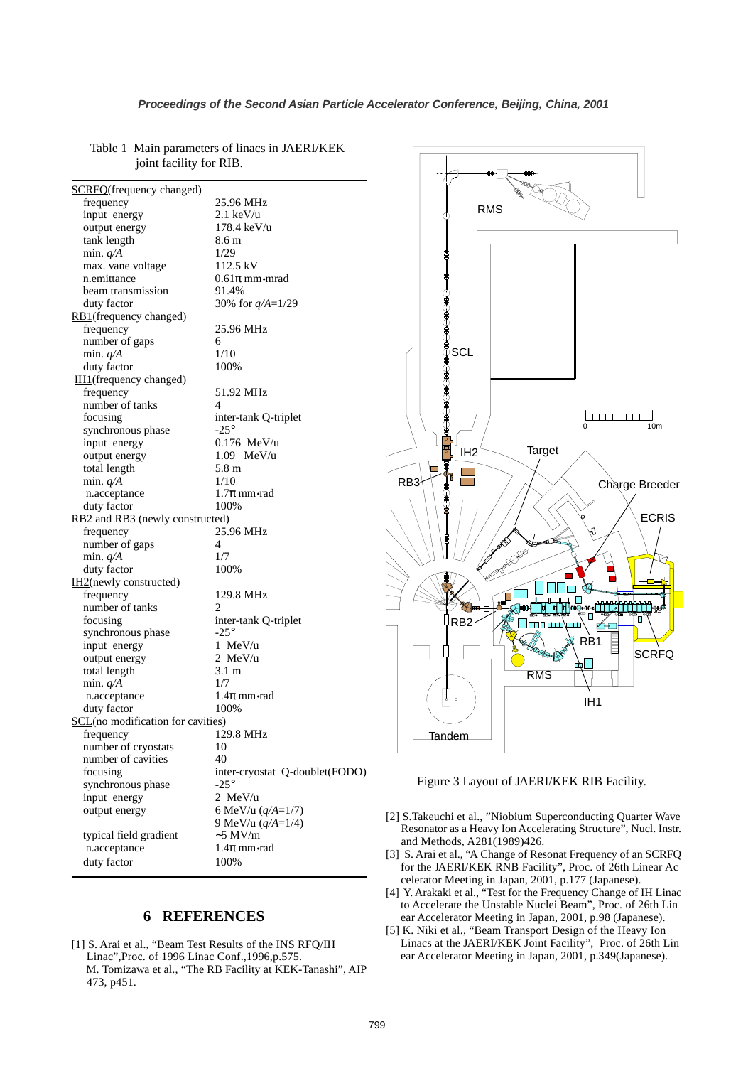Table 1 Main parameters of linacs in JAERI/KEK joint facility for RIB.

| | |
|---|---|
| SCRFQ(frequency changed) | |
| frequency | 25.96 MHz |
| input energy | 2.1 keV/u |
| output energy | 178.4 keV/u |
| tank length | 8.6 m |
| min. $q/A$ | 1/29 |
| max. vane voltage | 112.5 kV |
| n.emittance | 0.61π mm•mrad |
| beam transmission | 91.4% |
| duty factor | 30% for $q/A$=1/29 |
| RB1(frequency changed) | |
| frequency | 25.96 MHz |
| number of gaps | 6 |
| min. $q/A$ | 1/10 |
| duty factor | 100% |
| IH1(frequency changed) | |
| frequency | 51.92 MHz |
| number of tanks | 4 |
| focusing | inter-tank Q-triplet |
| synchronous phase | -25° |
| input energy | 0.176 MeV/u |
| output energy | 1.09 MeV/u |
| total length | 5.8 m |
| min. $q/A$ | 1/10 |
| n.acceptance | 1.7π mm•rad |
| duty factor | 100% |
| RB2 and RB3 (newly constructed) | |
| frequency | 25.96 MHz |
| number of gaps | 4 |
| min. $q/A$ | 1/7 |
| duty factor | 100% |
| IH2(newly constructed) | |
| frequency | 129.8 MHz |
| number of tanks | 2 |
| focusing | inter-tank Q-triplet |
| synchronous phase | -25° |
| input energy | 1 MeV/u |
| output energy | 2 MeV/u |
| total length | 3.1 m |
| min. $q/A$ | 1/7 |
| n.acceptance | 1.4π mm•rad |
| duty factor | 100% |
| SCL(no modification for cavities) | |
| frequency | 129.8 MHz |
| number of cryostats | 10 |
| number of cavities | 40 |
| focusing | inter-cryostat Q-doublet(FODO) |
| synchronous phase | -25° |
| input energy | 2 MeV/u |
| output energy | 6 MeV/u ($q/A$=1/7)<br>9 MeV/u ($q/A$=1/4) |
| typical field gradient | ~5 MV/m |
| n.acceptance | 1.4π mm•rad |
| duty factor | 100% |

RMS
SCL
IH2
Target
RB3
Charge Breeder
ECRIS
RB2
RB1
SCRFQ
RMS
IH1
Tandem
0 10m

Figure 3 Layout of JAERI/KEK RIB Facility.

## 6 REFERENCES

[1] S. Arai et al., "Beam Test Results of the INS RFQ/IH Linac",Proc. of 1996 Linac Conf.,1996,p.575.
M. Tomizawa et al., "The RB Facility at KEK-Tanashi", AIP 473, p451.

[2] S.Takeuchi et al., "Niobium Superconducting Quarter Wave Resonator as a Heavy Ion Accelerating Structure", Nucl. Instr. and Methods, A281(1989)426.

[3] S. Arai et al., "A Change of Resonat Frequency of an SCRFQ for the JAERI/KEK RNB Facility", Proc. of 26th Linear Accelerator Meeting in Japan, 2001, p.177 (Japanese).

[4] Y. Arakaki et al., "Test for the Frequency Change of IH Linac to Accelerate the Unstable Nuclei Beam", Proc. of 26th Linear Accelerator Meeting in Japan, 2001, p.98 (Japanese).

[5] K. Niki et al., "Beam Transport Design of the Heavy Ion Linacs at the JAERI/KEK Joint Facility", Proc. of 26th Linear Accelerator Meeting in Japan, 2001, p.349(Japanese).